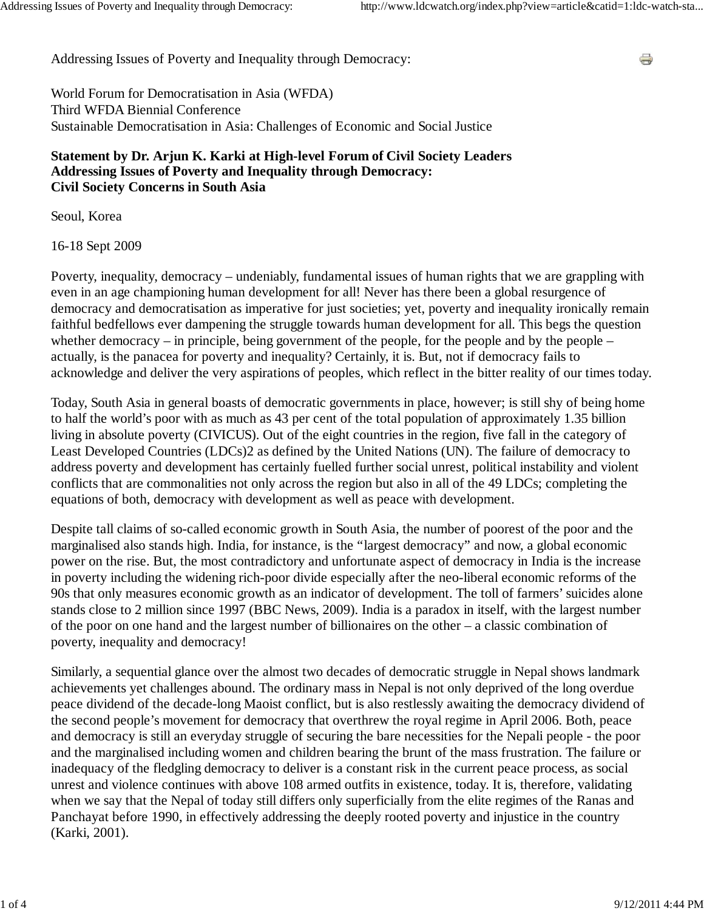Addressing Issues of Poverty and Inequality through Democracy:

World Forum for Democratisation in Asia (WFDA)
Third WFDA Biennial Conference
Sustainable Democratisation in Asia: Challenges of Economic and Social Justice

**Statement by Dr. Arjun K. Karki at High-level Forum of Civil Society Leaders**
**Addressing Issues of Poverty and Inequality through Democracy:**
**Civil Society Concerns in South Asia**

Seoul, Korea

16-18 Sept 2009

Poverty, inequality, democracy – undeniably, fundamental issues of human rights that we are grappling with even in an age championing human development for all! Never has there been a global resurgence of democracy and democratisation as imperative for just societies; yet, poverty and inequality ironically remain faithful bedfellows ever dampening the struggle towards human development for all. This begs the question whether democracy – in principle, being government of the people, for the people and by the people – actually, is the panacea for poverty and inequality? Certainly, it is. But, not if democracy fails to acknowledge and deliver the very aspirations of peoples, which reflect in the bitter reality of our times today.

Today, South Asia in general boasts of democratic governments in place, however; is still shy of being home to half the world's poor with as much as 43 per cent of the total population of approximately 1.35 billion living in absolute poverty (CIVICUS). Out of the eight countries in the region, five fall in the category of Least Developed Countries (LDCs)2 as defined by the United Nations (UN). The failure of democracy to address poverty and development has certainly fuelled further social unrest, political instability and violent conflicts that are commonalities not only across the region but also in all of the 49 LDCs; completing the equations of both, democracy with development as well as peace with development.

Despite tall claims of so-called economic growth in South Asia, the number of poorest of the poor and the marginalised also stands high. India, for instance, is the "largest democracy" and now, a global economic power on the rise. But, the most contradictory and unfortunate aspect of democracy in India is the increase in poverty including the widening rich-poor divide especially after the neo-liberal economic reforms of the 90s that only measures economic growth as an indicator of development. The toll of farmers' suicides alone stands close to 2 million since 1997 (BBC News, 2009). India is a paradox in itself, with the largest number of the poor on one hand and the largest number of billionaires on the other – a classic combination of poverty, inequality and democracy!

Similarly, a sequential glance over the almost two decades of democratic struggle in Nepal shows landmark achievements yet challenges abound. The ordinary mass in Nepal is not only deprived of the long overdue peace dividend of the decade-long Maoist conflict, but is also restlessly awaiting the democracy dividend of the second people's movement for democracy that overthrew the royal regime in April 2006. Both, peace and democracy is still an everyday struggle of securing the bare necessities for the Nepali people - the poor and the marginalised including women and children bearing the brunt of the mass frustration. The failure or inadequacy of the fledgling democracy to deliver is a constant risk in the current peace process, as social unrest and violence continues with above 108 armed outfits in existence, today. It is, therefore, validating when we say that the Nepal of today still differs only superficially from the elite regimes of the Ranas and Panchayat before 1990, in effectively addressing the deeply rooted poverty and injustice in the country (Karki, 2001).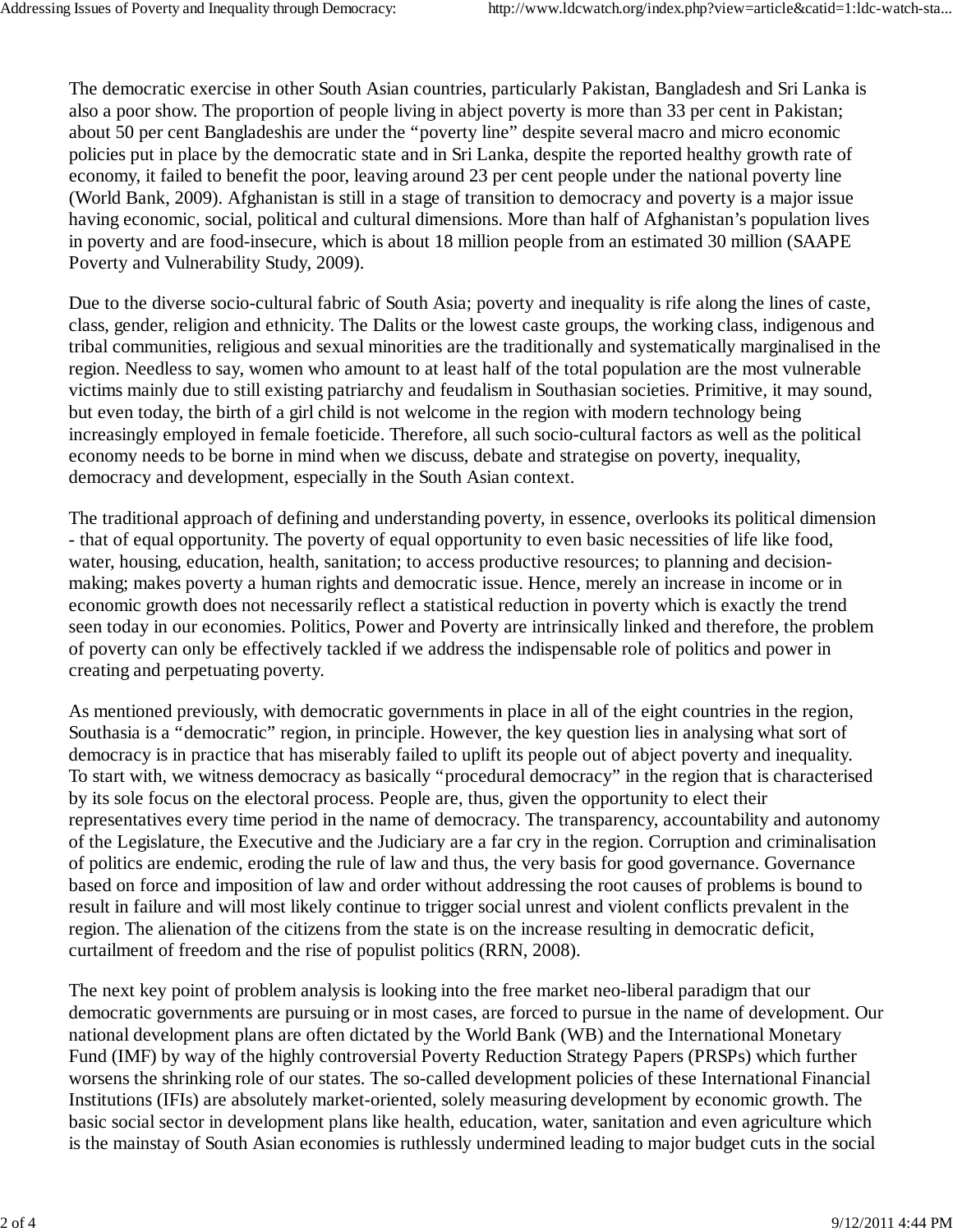The democratic exercise in other South Asian countries, particularly Pakistan, Bangladesh and Sri Lanka is also a poor show. The proportion of people living in abject poverty is more than 33 per cent in Pakistan; about 50 per cent Bangladeshis are under the "poverty line" despite several macro and micro economic policies put in place by the democratic state and in Sri Lanka, despite the reported healthy growth rate of economy, it failed to benefit the poor, leaving around 23 per cent people under the national poverty line (World Bank, 2009). Afghanistan is still in a stage of transition to democracy and poverty is a major issue having economic, social, political and cultural dimensions. More than half of Afghanistan's population lives in poverty and are food-insecure, which is about 18 million people from an estimated 30 million (SAAPE Poverty and Vulnerability Study, 2009).

Due to the diverse socio-cultural fabric of South Asia; poverty and inequality is rife along the lines of caste, class, gender, religion and ethnicity. The Dalits or the lowest caste groups, the working class, indigenous and tribal communities, religious and sexual minorities are the traditionally and systematically marginalised in the region. Needless to say, women who amount to at least half of the total population are the most vulnerable victims mainly due to still existing patriarchy and feudalism in Southasian societies. Primitive, it may sound, but even today, the birth of a girl child is not welcome in the region with modern technology being increasingly employed in female foeticide. Therefore, all such socio-cultural factors as well as the political economy needs to be borne in mind when we discuss, debate and strategise on poverty, inequality, democracy and development, especially in the South Asian context.

The traditional approach of defining and understanding poverty, in essence, overlooks its political dimension - that of equal opportunity. The poverty of equal opportunity to even basic necessities of life like food, water, housing, education, health, sanitation; to access productive resources; to planning and decision-making; makes poverty a human rights and democratic issue. Hence, merely an increase in income or in economic growth does not necessarily reflect a statistical reduction in poverty which is exactly the trend seen today in our economies. Politics, Power and Poverty are intrinsically linked and therefore, the problem of poverty can only be effectively tackled if we address the indispensable role of politics and power in creating and perpetuating poverty.

As mentioned previously, with democratic governments in place in all of the eight countries in the region, Southasia is a "democratic" region, in principle. However, the key question lies in analysing what sort of democracy is in practice that has miserably failed to uplift its people out of abject poverty and inequality. To start with, we witness democracy as basically "procedural democracy" in the region that is characterised by its sole focus on the electoral process. People are, thus, given the opportunity to elect their representatives every time period in the name of democracy. The transparency, accountability and autonomy of the Legislature, the Executive and the Judiciary are a far cry in the region. Corruption and criminalisation of politics are endemic, eroding the rule of law and thus, the very basis for good governance. Governance based on force and imposition of law and order without addressing the root causes of problems is bound to result in failure and will most likely continue to trigger social unrest and violent conflicts prevalent in the region. The alienation of the citizens from the state is on the increase resulting in democratic deficit, curtailment of freedom and the rise of populist politics (RRN, 2008).

The next key point of problem analysis is looking into the free market neo-liberal paradigm that our democratic governments are pursuing or in most cases, are forced to pursue in the name of development. Our national development plans are often dictated by the World Bank (WB) and the International Monetary Fund (IMF) by way of the highly controversial Poverty Reduction Strategy Papers (PRSPs) which further worsens the shrinking role of our states. The so-called development policies of these International Financial Institutions (IFIs) are absolutely market-oriented, solely measuring development by economic growth. The basic social sector in development plans like health, education, water, sanitation and even agriculture which is the mainstay of South Asian economies is ruthlessly undermined leading to major budget cuts in the social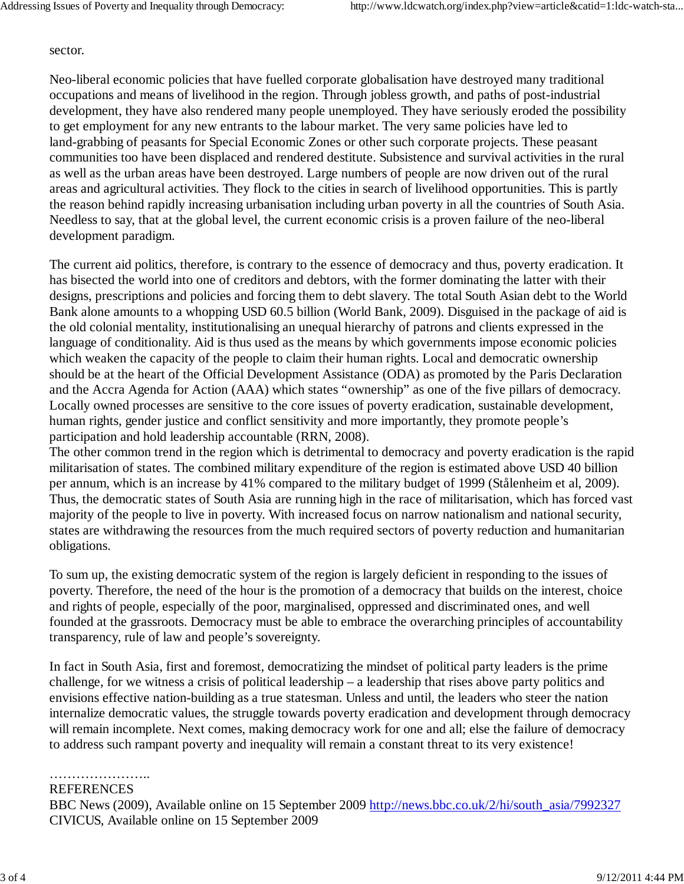sector.

Neo-liberal economic policies that have fuelled corporate globalisation have destroyed many traditional occupations and means of livelihood in the region. Through jobless growth, and paths of post-industrial development, they have also rendered many people unemployed. They have seriously eroded the possibility to get employment for any new entrants to the labour market. The very same policies have led to land-grabbing of peasants for Special Economic Zones or other such corporate projects. These peasant communities too have been displaced and rendered destitute. Subsistence and survival activities in the rural as well as the urban areas have been destroyed. Large numbers of people are now driven out of the rural areas and agricultural activities. They flock to the cities in search of livelihood opportunities. This is partly the reason behind rapidly increasing urbanisation including urban poverty in all the countries of South Asia. Needless to say, that at the global level, the current economic crisis is a proven failure of the neo-liberal development paradigm.

The current aid politics, therefore, is contrary to the essence of democracy and thus, poverty eradication. It has bisected the world into one of creditors and debtors, with the former dominating the latter with their designs, prescriptions and policies and forcing them to debt slavery. The total South Asian debt to the World Bank alone amounts to a whopping USD 60.5 billion (World Bank, 2009). Disguised in the package of aid is the old colonial mentality, institutionalising an unequal hierarchy of patrons and clients expressed in the language of conditionality. Aid is thus used as the means by which governments impose economic policies which weaken the capacity of the people to claim their human rights. Local and democratic ownership should be at the heart of the Official Development Assistance (ODA) as promoted by the Paris Declaration and the Accra Agenda for Action (AAA) which states "ownership" as one of the five pillars of democracy. Locally owned processes are sensitive to the core issues of poverty eradication, sustainable development, human rights, gender justice and conflict sensitivity and more importantly, they promote people's participation and hold leadership accountable (RRN, 2008).
The other common trend in the region which is detrimental to democracy and poverty eradication is the rapid militarisation of states. The combined military expenditure of the region is estimated above USD 40 billion per annum, which is an increase by 41% compared to the military budget of 1999 (Stålenheim et al, 2009). Thus, the democratic states of South Asia are running high in the race of militarisation, which has forced vast majority of the people to live in poverty. With increased focus on narrow nationalism and national security, states are withdrawing the resources from the much required sectors of poverty reduction and humanitarian obligations.

To sum up, the existing democratic system of the region is largely deficient in responding to the issues of poverty. Therefore, the need of the hour is the promotion of a democracy that builds on the interest, choice and rights of people, especially of the poor, marginalised, oppressed and discriminated ones, and well founded at the grassroots. Democracy must be able to embrace the overarching principles of accountability transparency, rule of law and people's sovereignty.

In fact in South Asia, first and foremost, democratizing the mindset of political party leaders is the prime challenge, for we witness a crisis of political leadership – a leadership that rises above party politics and envisions effective nation-building as a true statesman. Unless and until, the leaders who steer the nation internalize democratic values, the struggle towards poverty eradication and development through democracy will remain incomplete. Next comes, making democracy work for one and all; else the failure of democracy to address such rampant poverty and inequality will remain a constant threat to its very existence!

…………………..

REFERENCES

BBC News (2009), Available online on 15 September 2009 http://news.bbc.co.uk/2/hi/south_asia/7992327

CIVICUS, Available online on 15 September 2009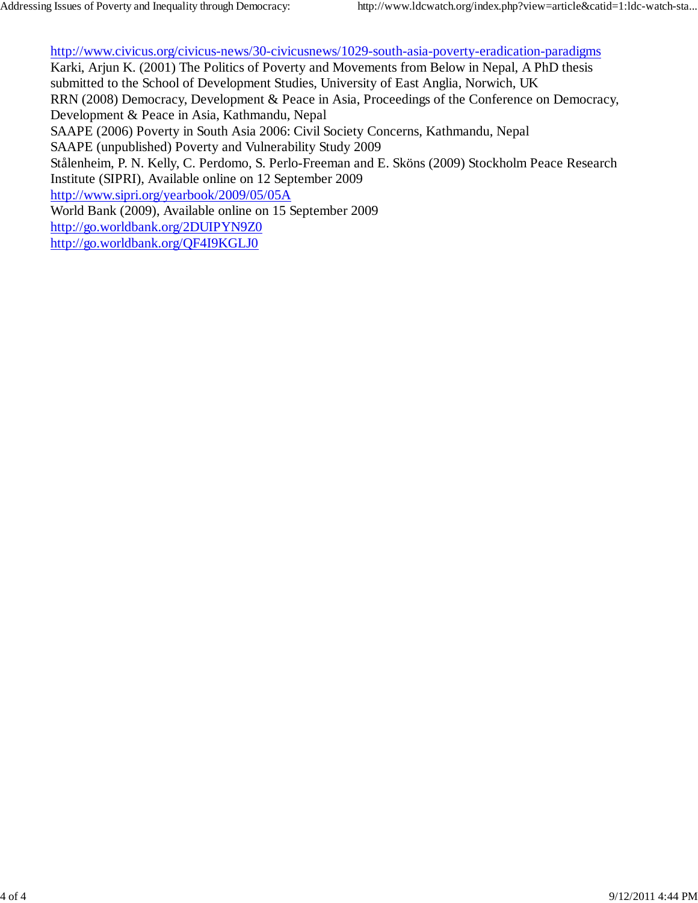http://www.civicus.org/civicus-news/30-civicusnews/1029-south-asia-poverty-eradication-paradigms
Karki, Arjun K. (2001) The Politics of Poverty and Movements from Below in Nepal, A PhD thesis submitted to the School of Development Studies, University of East Anglia, Norwich, UK
RRN (2008) Democracy, Development & Peace in Asia, Proceedings of the Conference on Democracy, Development & Peace in Asia, Kathmandu, Nepal
SAAPE (2006) Poverty in South Asia 2006: Civil Society Concerns, Kathmandu, Nepal
SAAPE (unpublished) Poverty and Vulnerability Study 2009
Stålenheim, P. N. Kelly, C. Perdomo, S. Perlo-Freeman and E. Sköns (2009) Stockholm Peace Research Institute (SIPRI), Available online on 12 September 2009
http://www.sipri.org/yearbook/2009/05/05A
World Bank (2009), Available online on 15 September 2009
http://go.worldbank.org/2DUIPYN9Z0
http://go.worldbank.org/QF4I9KGLJ0